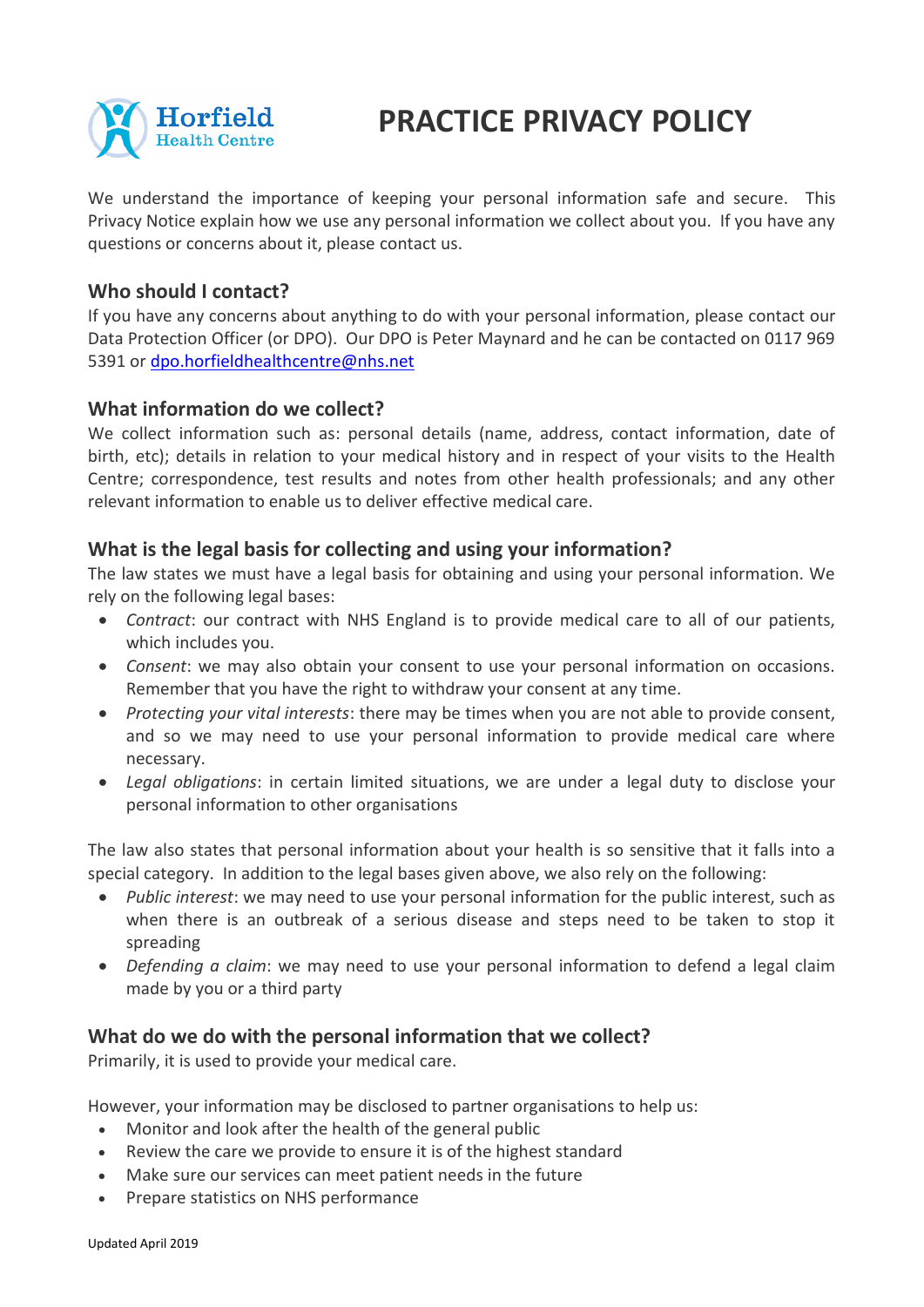Horfield Health Centre

# PRACTICE PRIVACY POLICY

We understand the importance of keeping your personal information safe and secure. This Privacy Notice explain how we use any personal information we collect about you. If you have any questions or concerns about it, please contact us.

## Who should I contact?

If you have any concerns about anything to do with your personal information, please contact our Data Protection Officer (or DPO). Our DPO is Peter Maynard and he can be contacted on 0117 969 5391 or dpo.horfieldhealthcentre@nhs.net

## What information do we collect?

We collect information such as: personal details (name, address, contact information, date of birth, etc); details in relation to your medical history and in respect of your visits to the Health Centre; correspondence, test results and notes from other health professionals; and any other relevant information to enable us to deliver effective medical care.

## What is the legal basis for collecting and using your information?

The law states we must have a legal basis for obtaining and using your personal information. We rely on the following legal bases:

- *Contract*: our contract with NHS England is to provide medical care to all of our patients, which includes you.
- *Consent*: we may also obtain your consent to use your personal information on occasions. Remember that you have the right to withdraw your consent at any time.
- *Protecting your vital interests*: there may be times when you are not able to provide consent, and so we may need to use your personal information to provide medical care where necessary.
- *Legal obligations*: in certain limited situations, we are under a legal duty to disclose your personal information to other organisations

The law also states that personal information about your health is so sensitive that it falls into a special category. In addition to the legal bases given above, we also rely on the following:

- *Public interest*: we may need to use your personal information for the public interest, such as when there is an outbreak of a serious disease and steps need to be taken to stop it spreading
- *Defending a claim*: we may need to use your personal information to defend a legal claim made by you or a third party

## What do we do with the personal information that we collect?

Primarily, it is used to provide your medical care.

However, your information may be disclosed to partner organisations to help us:

- Monitor and look after the health of the general public
- Review the care we provide to ensure it is of the highest standard
- Make sure our services can meet patient needs in the future
- Prepare statistics on NHS performance

Updated April 2019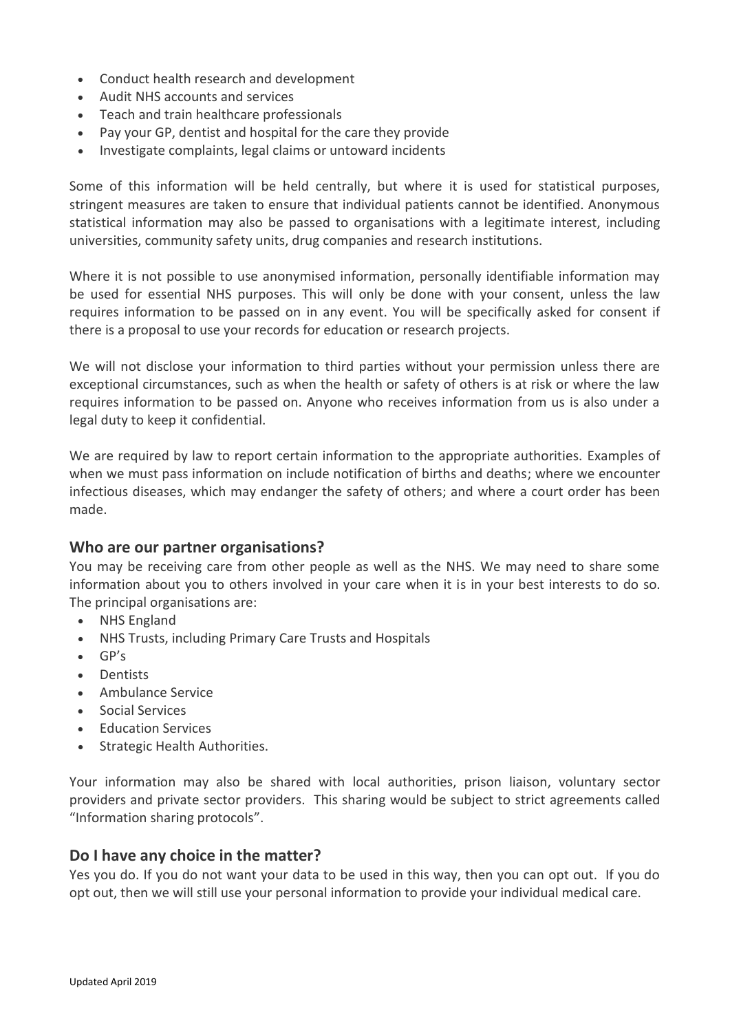- Conduct health research and development
- Audit NHS accounts and services
- Teach and train healthcare professionals
- Pay your GP, dentist and hospital for the care they provide
- Investigate complaints, legal claims or untoward incidents

Some of this information will be held centrally, but where it is used for statistical purposes, stringent measures are taken to ensure that individual patients cannot be identified. Anonymous statistical information may also be passed to organisations with a legitimate interest, including universities, community safety units, drug companies and research institutions.

Where it is not possible to use anonymised information, personally identifiable information may be used for essential NHS purposes. This will only be done with your consent, unless the law requires information to be passed on in any event. You will be specifically asked for consent if there is a proposal to use your records for education or research projects.

We will not disclose your information to third parties without your permission unless there are exceptional circumstances, such as when the health or safety of others is at risk or where the law requires information to be passed on. Anyone who receives information from us is also under a legal duty to keep it confidential.

We are required by law to report certain information to the appropriate authorities. Examples of when we must pass information on include notification of births and deaths; where we encounter infectious diseases, which may endanger the safety of others; and where a court order has been made.

## Who are our partner organisations?

You may be receiving care from other people as well as the NHS. We may need to share some information about you to others involved in your care when it is in your best interests to do so. The principal organisations are:

- NHS England
- NHS Trusts, including Primary Care Trusts and Hospitals
- GP's
- Dentists
- Ambulance Service
- Social Services
- Education Services
- Strategic Health Authorities.

Your information may also be shared with local authorities, prison liaison, voluntary sector providers and private sector providers. This sharing would be subject to strict agreements called "Information sharing protocols".

## Do I have any choice in the matter?

Yes you do. If you do not want your data to be used in this way, then you can opt out. If you do opt out, then we will still use your personal information to provide your individual medical care.

Updated April 2019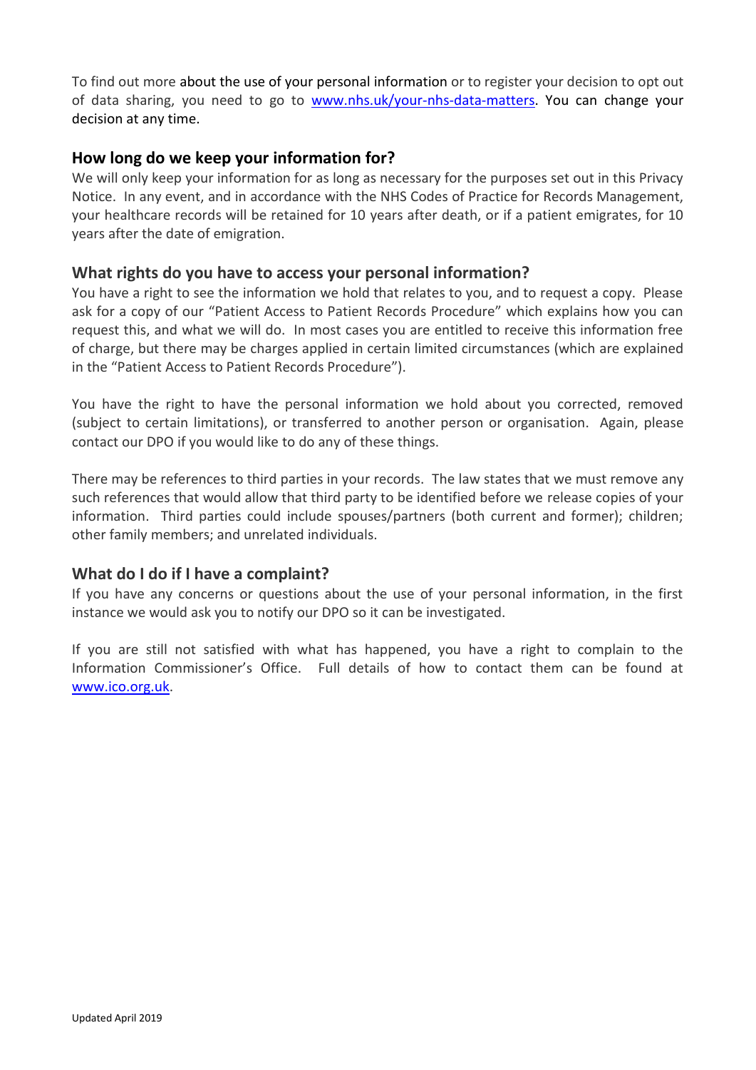To find out more about the use of your personal information or to register your decision to opt out of data sharing, you need to go to [www.nhs.uk/your-nhs-data-matters](http://www.nhs.uk/your-nhs-data-matters). You can change your decision at any time.

## How long do we keep your information for?

We will only keep your information for as long as necessary for the purposes set out in this Privacy Notice. In any event, and in accordance with the NHS Codes of Practice for Records Management, your healthcare records will be retained for 10 years after death, or if a patient emigrates, for 10 years after the date of emigration.

## What rights do you have to access your personal information?

You have a right to see the information we hold that relates to you, and to request a copy. Please ask for a copy of our "Patient Access to Patient Records Procedure" which explains how you can request this, and what we will do. In most cases you are entitled to receive this information free of charge, but there may be charges applied in certain limited circumstances (which are explained in the "Patient Access to Patient Records Procedure").

You have the right to have the personal information we hold about you corrected, removed (subject to certain limitations), or transferred to another person or organisation. Again, please contact our DPO if you would like to do any of these things.

There may be references to third parties in your records. The law states that we must remove any such references that would allow that third party to be identified before we release copies of your information. Third parties could include spouses/partners (both current and former); children; other family members; and unrelated individuals.

## What do I do if I have a complaint?

If you have any concerns or questions about the use of your personal information, in the first instance we would ask you to notify our DPO so it can be investigated.

If you are still not satisfied with what has happened, you have a right to complain to the Information Commissioner's Office. Full details of how to contact them can be found at [www.ico.org.uk](http://www.ico.org.uk).

Updated April 2019